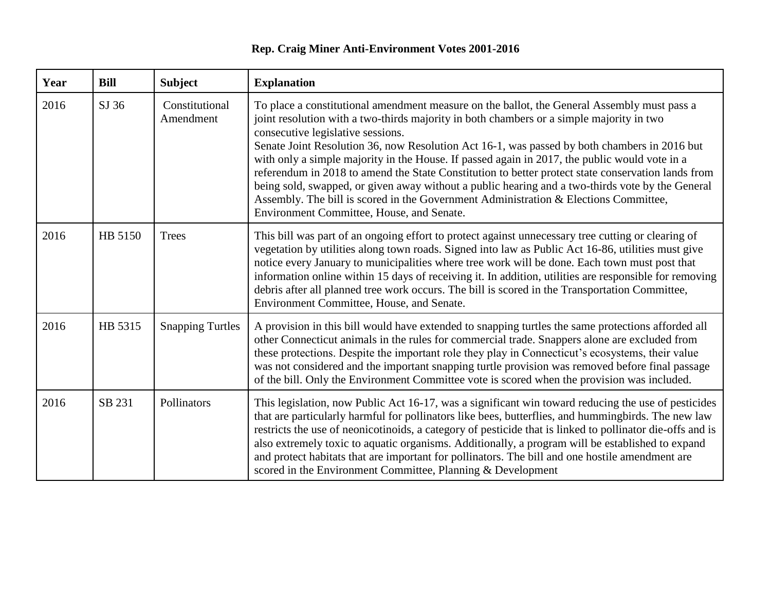# Rep. Craig Miner Anti-Environment Votes 2001-2016

| Year | Bill | Subject | Explanation |
|---|---|---|---|
| 2016 | SJ 36 | Constitutional Amendment | To place a constitutional amendment measure on the ballot, the General Assembly must pass a joint resolution with a two-thirds majority in both chambers or a simple majority in two consecutive legislative sessions.<br>Senate Joint Resolution 36, now Resolution Act 16-1, was passed by both chambers in 2016 but with only a simple majority in the House. If passed again in 2017, the public would vote in a referendum in 2018 to amend the State Constitution to better protect state conservation lands from being sold, swapped, or given away without a public hearing and a two-thirds vote by the General Assembly. The bill is scored in the Government Administration & Elections Committee, Environment Committee, House, and Senate. |
| 2016 | HB 5150 | Trees | This bill was part of an ongoing effort to protect against unnecessary tree cutting or clearing of vegetation by utilities along town roads. Signed into law as Public Act 16-86, utilities must give notice every January to municipalities where tree work will be done. Each town must post that information online within 15 days of receiving it. In addition, utilities are responsible for removing debris after all planned tree work occurs. The bill is scored in the Transportation Committee, Environment Committee, House, and Senate. |
| 2016 | HB 5315 | Snapping Turtles | A provision in this bill would have extended to snapping turtles the same protections afforded all other Connecticut animals in the rules for commercial trade. Snappers alone are excluded from these protections. Despite the important role they play in Connecticut's ecosystems, their value was not considered and the important snapping turtle provision was removed before final passage of the bill. Only the Environment Committee vote is scored when the provision was included. |
| 2016 | SB 231 | Pollinators | This legislation, now Public Act 16-17, was a significant win toward reducing the use of pesticides that are particularly harmful for pollinators like bees, butterflies, and hummingbirds. The new law restricts the use of neonicotinoids, a category of pesticide that is linked to pollinator die-offs and is also extremely toxic to aquatic organisms. Additionally, a program will be established to expand and protect habitats that are important for pollinators. The bill and one hostile amendment are scored in the Environment Committee, Planning & Development |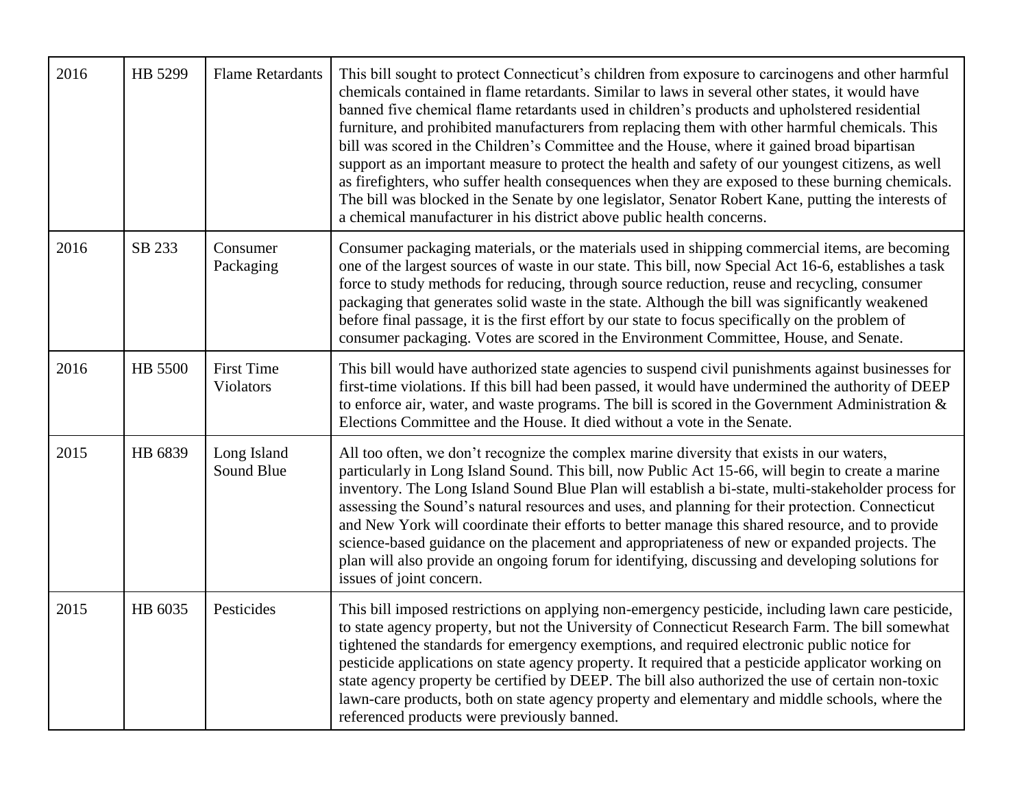| | | | |
|---|---|---|---|
| 2016 | HB 5299 | Flame Retardants | This bill sought to protect Connecticut's children from exposure to carcinogens and other harmful chemicals contained in flame retardants. Similar to laws in several other states, it would have banned five chemical flame retardants used in children's products and upholstered residential furniture, and prohibited manufacturers from replacing them with other harmful chemicals. This bill was scored in the Children's Committee and the House, where it gained broad bipartisan support as an important measure to protect the health and safety of our youngest citizens, as well as firefighters, who suffer health consequences when they are exposed to these burning chemicals. The bill was blocked in the Senate by one legislator, Senator Robert Kane, putting the interests of a chemical manufacturer in his district above public health concerns. |
| 2016 | SB 233 | Consumer Packaging | Consumer packaging materials, or the materials used in shipping commercial items, are becoming one of the largest sources of waste in our state. This bill, now Special Act 16-6, establishes a task force to study methods for reducing, through source reduction, reuse and recycling, consumer packaging that generates solid waste in the state. Although the bill was significantly weakened before final passage, it is the first effort by our state to focus specifically on the problem of consumer packaging. Votes are scored in the Environment Committee, House, and Senate. |
| 2016 | HB 5500 | First Time Violators | This bill would have authorized state agencies to suspend civil punishments against businesses for first-time violations. If this bill had been passed, it would have undermined the authority of DEEP to enforce air, water, and waste programs. The bill is scored in the Government Administration & Elections Committee and the House. It died without a vote in the Senate. |
| 2015 | HB 6839 | Long Island Sound Blue | All too often, we don't recognize the complex marine diversity that exists in our waters, particularly in Long Island Sound. This bill, now Public Act 15-66, will begin to create a marine inventory. The Long Island Sound Blue Plan will establish a bi-state, multi-stakeholder process for assessing the Sound's natural resources and uses, and planning for their protection. Connecticut and New York will coordinate their efforts to better manage this shared resource, and to provide science-based guidance on the placement and appropriateness of new or expanded projects. The plan will also provide an ongoing forum for identifying, discussing and developing solutions for issues of joint concern. |
| 2015 | HB 6035 | Pesticides | This bill imposed restrictions on applying non-emergency pesticide, including lawn care pesticide, to state agency property, but not the University of Connecticut Research Farm. The bill somewhat tightened the standards for emergency exemptions, and required electronic public notice for pesticide applications on state agency property. It required that a pesticide applicator working on state agency property be certified by DEEP. The bill also authorized the use of certain non-toxic lawn-care products, both on state agency property and elementary and middle schools, where the referenced products were previously banned. |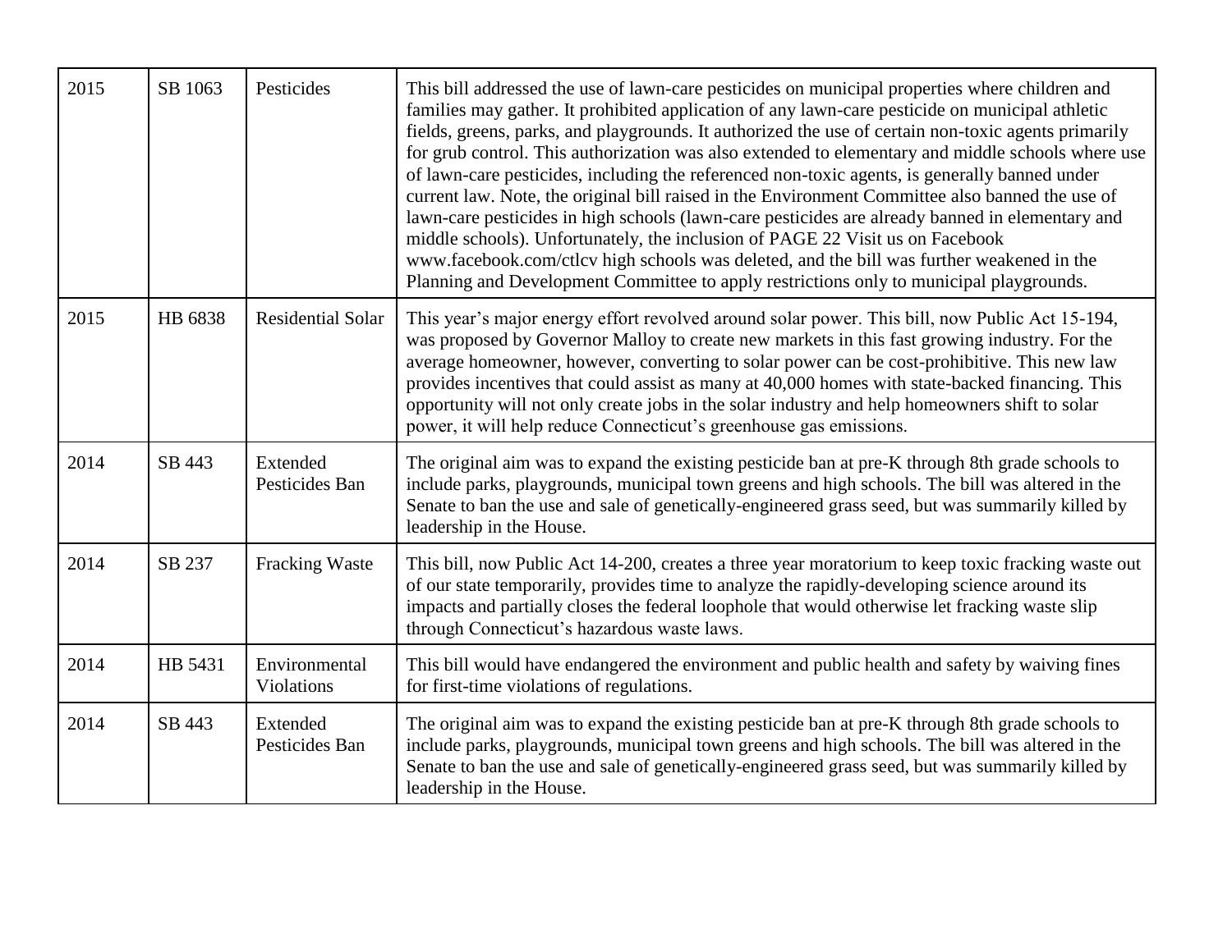| 2015 | SB 1063 | Pesticides | This bill addressed the use of lawn-care pesticides on municipal properties where children and families may gather. It prohibited application of any lawn-care pesticide on municipal athletic fields, greens, parks, and playgrounds. It authorized the use of certain non-toxic agents primarily for grub control. This authorization was also extended to elementary and middle schools where use of lawn-care pesticides, including the referenced non-toxic agents, is generally banned under current law. Note, the original bill raised in the Environment Committee also banned the use of lawn-care pesticides in high schools (lawn-care pesticides are already banned in elementary and middle schools). Unfortunately, the inclusion of PAGE 22 Visit us on Facebook www.facebook.com/ctlcv high schools was deleted, and the bill was further weakened in the Planning and Development Committee to apply restrictions only to municipal playgrounds. |
|---|---|---|---|
| 2015 | HB 6838 | Residential Solar | This year's major energy effort revolved around solar power. This bill, now Public Act 15-194, was proposed by Governor Malloy to create new markets in this fast growing industry. For the average homeowner, however, converting to solar power can be cost-prohibitive. This new law provides incentives that could assist as many at 40,000 homes with state-backed financing. This opportunity will not only create jobs in the solar industry and help homeowners shift to solar power, it will help reduce Connecticut's greenhouse gas emissions. |
| 2014 | SB 443 | Extended Pesticides Ban | The original aim was to expand the existing pesticide ban at pre-K through 8th grade schools to include parks, playgrounds, municipal town greens and high schools. The bill was altered in the Senate to ban the use and sale of genetically-engineered grass seed, but was summarily killed by leadership in the House. |
| 2014 | SB 237 | Fracking Waste | This bill, now Public Act 14-200, creates a three year moratorium to keep toxic fracking waste out of our state temporarily, provides time to analyze the rapidly-developing science around its impacts and partially closes the federal loophole that would otherwise let fracking waste slip through Connecticut's hazardous waste laws. |
| 2014 | HB 5431 | Environmental Violations | This bill would have endangered the environment and public health and safety by waiving fines for first-time violations of regulations. |
| 2014 | SB 443 | Extended Pesticides Ban | The original aim was to expand the existing pesticide ban at pre-K through 8th grade schools to include parks, playgrounds, municipal town greens and high schools. The bill was altered in the Senate to ban the use and sale of genetically-engineered grass seed, but was summarily killed by leadership in the House. |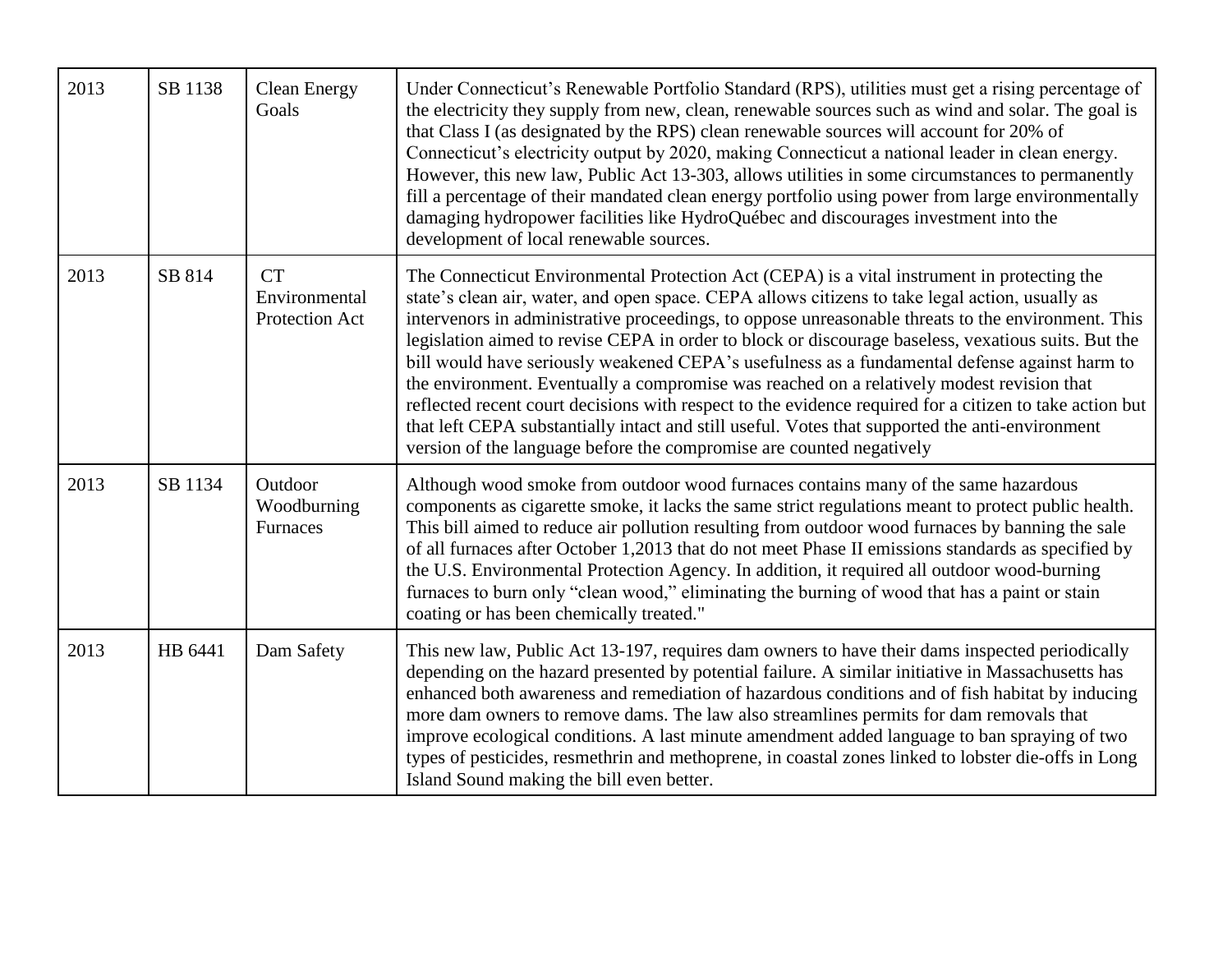| 2013 | SB 1138 | Clean Energy Goals | Under Connecticut's Renewable Portfolio Standard (RPS), utilities must get a rising percentage of the electricity they supply from new, clean, renewable sources such as wind and solar. The goal is that Class I (as designated by the RPS) clean renewable sources will account for 20% of Connecticut's electricity output by 2020, making Connecticut a national leader in clean energy. However, this new law, Public Act 13-303, allows utilities in some circumstances to permanently fill a percentage of their mandated clean energy portfolio using power from large environmentally damaging hydropower facilities like HydroQuébec and discourages investment into the development of local renewable sources. |
|---|---|---|---|
| 2013 | SB 814 | CT Environmental Protection Act | The Connecticut Environmental Protection Act (CEPA) is a vital instrument in protecting the state's clean air, water, and open space. CEPA allows citizens to take legal action, usually as intervenors in administrative proceedings, to oppose unreasonable threats to the environment. This legislation aimed to revise CEPA in order to block or discourage baseless, vexatious suits. But the bill would have seriously weakened CEPA's usefulness as a fundamental defense against harm to the environment. Eventually a compromise was reached on a relatively modest revision that reflected recent court decisions with respect to the evidence required for a citizen to take action but that left CEPA substantially intact and still useful. Votes that supported the anti-environment version of the language before the compromise are counted negatively |
| 2013 | SB 1134 | Outdoor Woodburning Furnaces | Although wood smoke from outdoor wood furnaces contains many of the same hazardous components as cigarette smoke, it lacks the same strict regulations meant to protect public health. This bill aimed to reduce air pollution resulting from outdoor wood furnaces by banning the sale of all furnaces after October 1,2013 that do not meet Phase II emissions standards as specified by the U.S. Environmental Protection Agency. In addition, it required all outdoor wood-burning furnaces to burn only "clean wood," eliminating the burning of wood that has a paint or stain coating or has been chemically treated." |
| 2013 | HB 6441 | Dam Safety | This new law, Public Act 13-197, requires dam owners to have their dams inspected periodically depending on the hazard presented by potential failure. A similar initiative in Massachusetts has enhanced both awareness and remediation of hazardous conditions and of fish habitat by inducing more dam owners to remove dams. The law also streamlines permits for dam removals that improve ecological conditions. A last minute amendment added language to ban spraying of two types of pesticides, resmethrin and methoprene, in coastal zones linked to lobster die-offs in Long Island Sound making the bill even better. |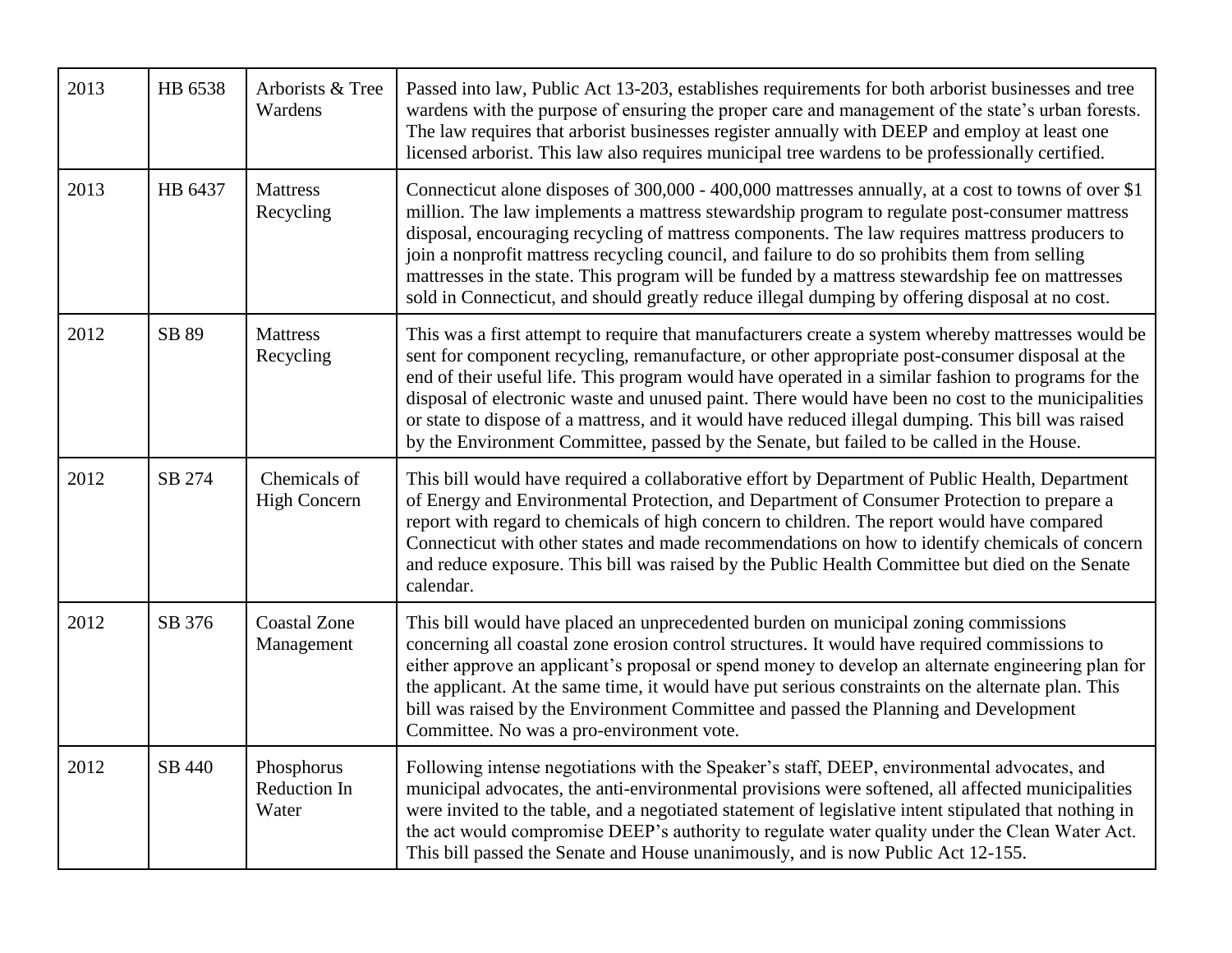| 2013 | HB 6538 | Arborists & Tree Wardens | Passed into law, Public Act 13-203, establishes requirements for both arborist businesses and tree wardens with the purpose of ensuring the proper care and management of the state's urban forests. The law requires that arborist businesses register annually with DEEP and employ at least one licensed arborist. This law also requires municipal tree wardens to be professionally certified. |
|---|---|---|---|
| 2013 | HB 6437 | Mattress Recycling | Connecticut alone disposes of 300,000 - 400,000 mattresses annually, at a cost to towns of over $1 million. The law implements a mattress stewardship program to regulate post-consumer mattress disposal, encouraging recycling of mattress components. The law requires mattress producers to join a nonprofit mattress recycling council, and failure to do so prohibits them from selling mattresses in the state. This program will be funded by a mattress stewardship fee on mattresses sold in Connecticut, and should greatly reduce illegal dumping by offering disposal at no cost. |
| 2012 | SB 89 | Mattress Recycling | This was a first attempt to require that manufacturers create a system whereby mattresses would be sent for component recycling, remanufacture, or other appropriate post-consumer disposal at the end of their useful life. This program would have operated in a similar fashion to programs for the disposal of electronic waste and unused paint. There would have been no cost to the municipalities or state to dispose of a mattress, and it would have reduced illegal dumping. This bill was raised by the Environment Committee, passed by the Senate, but failed to be called in the House. |
| 2012 | SB 274 | Chemicals of High Concern | This bill would have required a collaborative effort by Department of Public Health, Department of Energy and Environmental Protection, and Department of Consumer Protection to prepare a report with regard to chemicals of high concern to children. The report would have compared Connecticut with other states and made recommendations on how to identify chemicals of concern and reduce exposure. This bill was raised by the Public Health Committee but died on the Senate calendar. |
| 2012 | SB 376 | Coastal Zone Management | This bill would have placed an unprecedented burden on municipal zoning commissions concerning all coastal zone erosion control structures. It would have required commissions to either approve an applicant's proposal or spend money to develop an alternate engineering plan for the applicant. At the same time, it would have put serious constraints on the alternate plan. This bill was raised by the Environment Committee and passed the Planning and Development Committee. No was a pro-environment vote. |
| 2012 | SB 440 | Phosphorus Reduction In Water | Following intense negotiations with the Speaker's staff, DEEP, environmental advocates, and municipal advocates, the anti-environmental provisions were softened, all affected municipalities were invited to the table, and a negotiated statement of legislative intent stipulated that nothing in the act would compromise DEEP's authority to regulate water quality under the Clean Water Act. This bill passed the Senate and House unanimously, and is now Public Act 12-155. |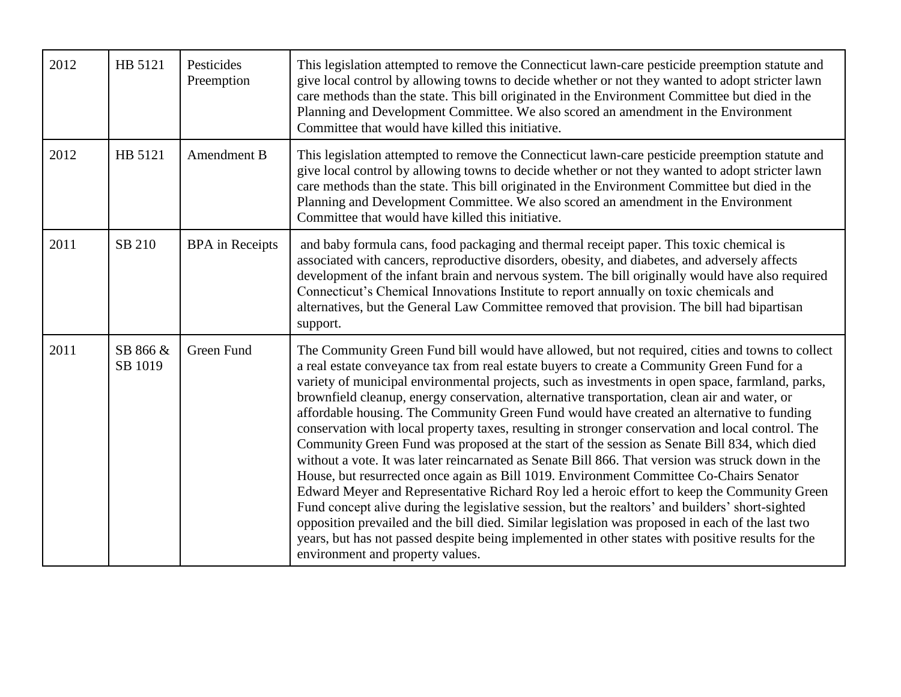| | | | |
|---|---|---|---|
| 2012 | HB 5121 | Pesticides Preemption | This legislation attempted to remove the Connecticut lawn-care pesticide preemption statute and give local control by allowing towns to decide whether or not they wanted to adopt stricter lawn care methods than the state. This bill originated in the Environment Committee but died in the Planning and Development Committee. We also scored an amendment in the Environment Committee that would have killed this initiative. |
| 2012 | HB 5121 | Amendment B | This legislation attempted to remove the Connecticut lawn-care pesticide preemption statute and give local control by allowing towns to decide whether or not they wanted to adopt stricter lawn care methods than the state. This bill originated in the Environment Committee but died in the Planning and Development Committee. We also scored an amendment in the Environment Committee that would have killed this initiative. |
| 2011 | SB 210 | BPA in Receipts | and baby formula cans, food packaging and thermal receipt paper. This toxic chemical is associated with cancers, reproductive disorders, obesity, and diabetes, and adversely affects development of the infant brain and nervous system. The bill originally would have also required Connecticut's Chemical Innovations Institute to report annually on toxic chemicals and alternatives, but the General Law Committee removed that provision. The bill had bipartisan support. |
| 2011 | SB 866 & SB 1019 | Green Fund | The Community Green Fund bill would have allowed, but not required, cities and towns to collect a real estate conveyance tax from real estate buyers to create a Community Green Fund for a variety of municipal environmental projects, such as investments in open space, farmland, parks, brownfield cleanup, energy conservation, alternative transportation, clean air and water, or affordable housing. The Community Green Fund would have created an alternative to funding conservation with local property taxes, resulting in stronger conservation and local control. The Community Green Fund was proposed at the start of the session as Senate Bill 834, which died without a vote. It was later reincarnated as Senate Bill 866. That version was struck down in the House, but resurrected once again as Bill 1019. Environment Committee Co-Chairs Senator Edward Meyer and Representative Richard Roy led a heroic effort to keep the Community Green Fund concept alive during the legislative session, but the realtors' and builders' short-sighted opposition prevailed and the bill died. Similar legislation was proposed in each of the last two years, but has not passed despite being implemented in other states with positive results for the environment and property values. |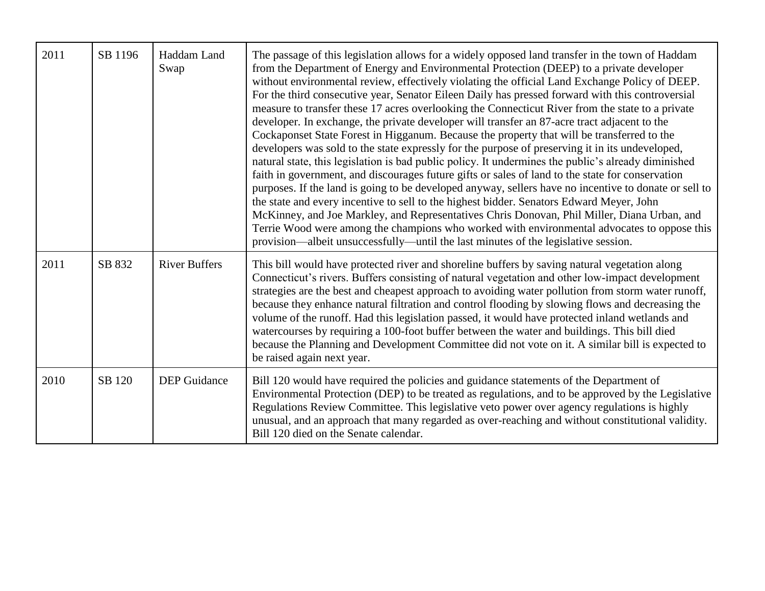| 2011 | SB 1196 | Haddam Land Swap | The passage of this legislation allows for a widely opposed land transfer in the town of Haddam from the Department of Energy and Environmental Protection (DEEP) to a private developer without environmental review, effectively violating the official Land Exchange Policy of DEEP. For the third consecutive year, Senator Eileen Daily has pressed forward with this controversial measure to transfer these 17 acres overlooking the Connecticut River from the state to a private developer. In exchange, the private developer will transfer an 87-acre tract adjacent to the Cockaponset State Forest in Higganum. Because the property that will be transferred to the developers was sold to the state expressly for the purpose of preserving it in its undeveloped, natural state, this legislation is bad public policy. It undermines the public's already diminished faith in government, and discourages future gifts or sales of land to the state for conservation purposes. If the land is going to be developed anyway, sellers have no incentive to donate or sell to the state and every incentive to sell to the highest bidder. Senators Edward Meyer, John McKinney, and Joe Markley, and Representatives Chris Donovan, Phil Miller, Diana Urban, and Terrie Wood were among the champions who worked with environmental advocates to oppose this provision—albeit unsuccessfully—until the last minutes of the legislative session. |
|---|---|---|---|
| 2011 | SB 832 | River Buffers | This bill would have protected river and shoreline buffers by saving natural vegetation along Connecticut's rivers. Buffers consisting of natural vegetation and other low-impact development strategies are the best and cheapest approach to avoiding water pollution from storm water runoff, because they enhance natural filtration and control flooding by slowing flows and decreasing the volume of the runoff. Had this legislation passed, it would have protected inland wetlands and watercourses by requiring a 100-foot buffer between the water and buildings. This bill died because the Planning and Development Committee did not vote on it. A similar bill is expected to be raised again next year. |
| 2010 | SB 120 | DEP Guidance | Bill 120 would have required the policies and guidance statements of the Department of Environmental Protection (DEP) to be treated as regulations, and to be approved by the Legislative Regulations Review Committee. This legislative veto power over agency regulations is highly unusual, and an approach that many regarded as over-reaching and without constitutional validity. Bill 120 died on the Senate calendar. |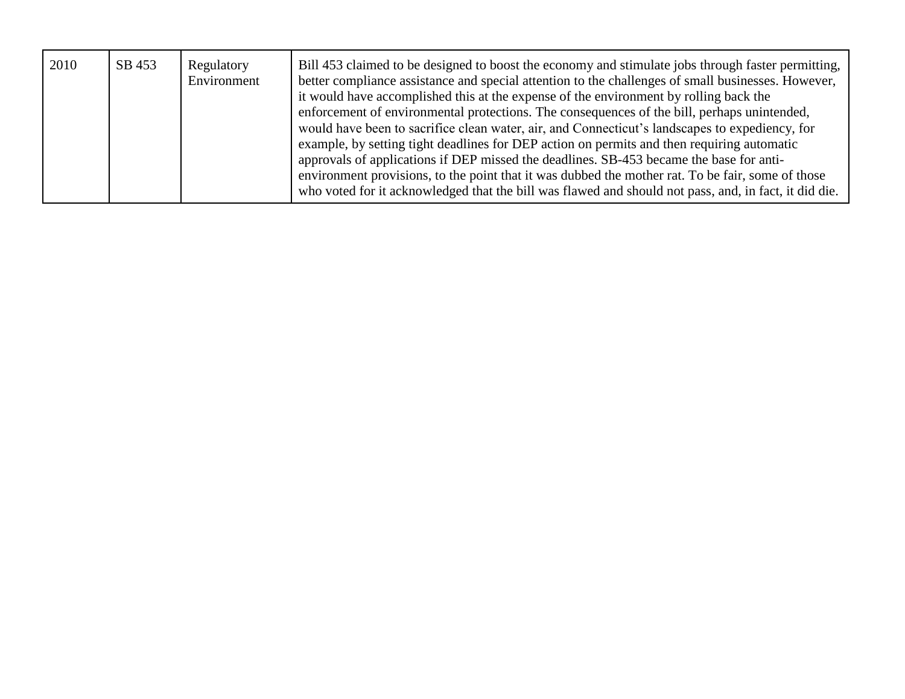| 2010 | SB 453 | Regulatory Environment | Bill 453 claimed to be designed to boost the economy and stimulate jobs through faster permitting, better compliance assistance and special attention to the challenges of small businesses. However, it would have accomplished this at the expense of the environment by rolling back the enforcement of environmental protections. The consequences of the bill, perhaps unintended, would have been to sacrifice clean water, air, and Connecticut's landscapes to expediency, for example, by setting tight deadlines for DEP action on permits and then requiring automatic approvals of applications if DEP missed the deadlines. SB-453 became the base for anti-environment provisions, to the point that it was dubbed the mother rat. To be fair, some of those who voted for it acknowledged that the bill was flawed and should not pass, and, in fact, it did die. |
|---|---|---|---|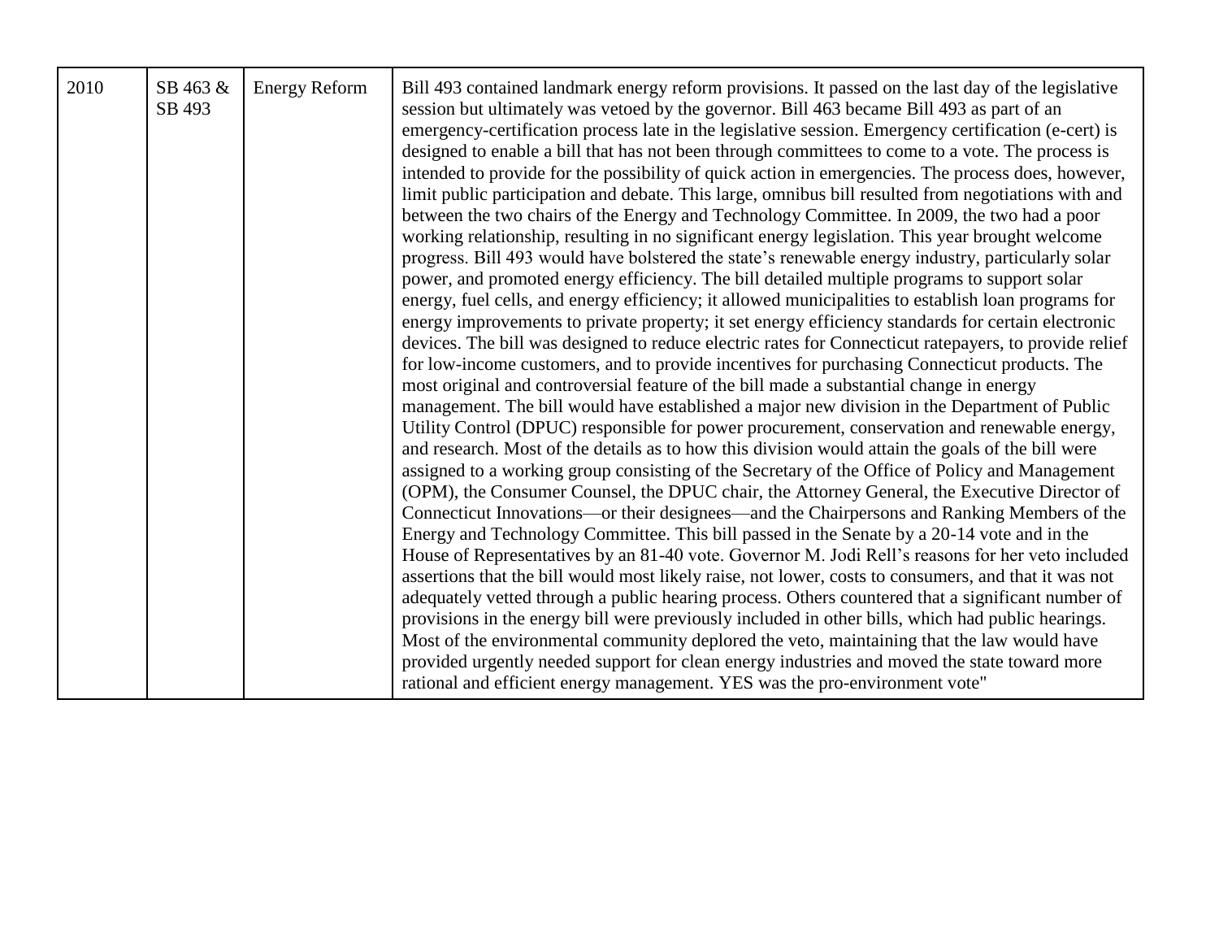| 2010 | SB 463 & SB 493 | Energy Reform | Bill 493 contained landmark energy reform provisions. It passed on the last day of the legislative session but ultimately was vetoed by the governor. Bill 463 became Bill 493 as part of an emergency-certification process late in the legislative session. Emergency certification (e-cert) is designed to enable a bill that has not been through committees to come to a vote. The process is intended to provide for the possibility of quick action in emergencies. The process does, however, limit public participation and debate. This large, omnibus bill resulted from negotiations with and between the two chairs of the Energy and Technology Committee. In 2009, the two had a poor working relationship, resulting in no significant energy legislation. This year brought welcome progress. Bill 493 would have bolstered the state's renewable energy industry, particularly solar power, and promoted energy efficiency. The bill detailed multiple programs to support solar energy, fuel cells, and energy efficiency; it allowed municipalities to establish loan programs for energy improvements to private property; it set energy efficiency standards for certain electronic devices. The bill was designed to reduce electric rates for Connecticut ratepayers, to provide relief for low-income customers, and to provide incentives for purchasing Connecticut products. The most original and controversial feature of the bill made a substantial change in energy management. The bill would have established a major new division in the Department of Public Utility Control (DPUC) responsible for power procurement, conservation and renewable energy, and research. Most of the details as to how this division would attain the goals of the bill were assigned to a working group consisting of the Secretary of the Office of Policy and Management (OPM), the Consumer Counsel, the DPUC chair, the Attorney General, the Executive Director of Connecticut Innovations—or their designees—and the Chairpersons and Ranking Members of the Energy and Technology Committee. This bill passed in the Senate by a 20-14 vote and in the House of Representatives by an 81-40 vote. Governor M. Jodi Rell's reasons for her veto included assertions that the bill would most likely raise, not lower, costs to consumers, and that it was not adequately vetted through a public hearing process. Others countered that a significant number of provisions in the energy bill were previously included in other bills, which had public hearings. Most of the environmental community deplored the veto, maintaining that the law would have provided urgently needed support for clean energy industries and moved the state toward more rational and efficient energy management. YES was the pro-environment vote" |
|---|---|---|---|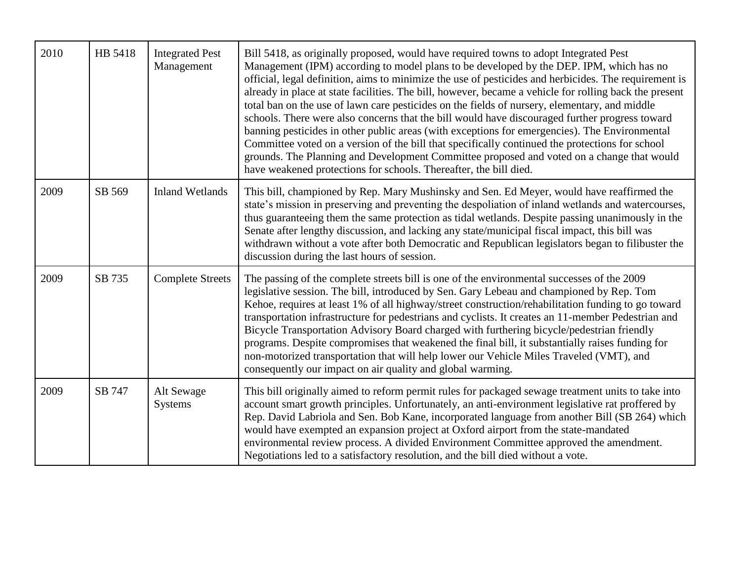| | | | |
|---|---|---|---|
| 2010 | HB 5418 | Integrated Pest Management | Bill 5418, as originally proposed, would have required towns to adopt Integrated Pest Management (IPM) according to model plans to be developed by the DEP. IPM, which has no official, legal definition, aims to minimize the use of pesticides and herbicides. The requirement is already in place at state facilities. The bill, however, became a vehicle for rolling back the present total ban on the use of lawn care pesticides on the fields of nursery, elementary, and middle schools. There were also concerns that the bill would have discouraged further progress toward banning pesticides in other public areas (with exceptions for emergencies). The Environmental Committee voted on a version of the bill that specifically continued the protections for school grounds. The Planning and Development Committee proposed and voted on a change that would have weakened protections for schools. Thereafter, the bill died. |
| 2009 | SB 569 | Inland Wetlands | This bill, championed by Rep. Mary Mushinsky and Sen. Ed Meyer, would have reaffirmed the state's mission in preserving and preventing the despoliation of inland wetlands and watercourses, thus guaranteeing them the same protection as tidal wetlands. Despite passing unanimously in the Senate after lengthy discussion, and lacking any state/municipal fiscal impact, this bill was withdrawn without a vote after both Democratic and Republican legislators began to filibuster the discussion during the last hours of session. |
| 2009 | SB 735 | Complete Streets | The passing of the complete streets bill is one of the environmental successes of the 2009 legislative session. The bill, introduced by Sen. Gary Lebeau and championed by Rep. Tom Kehoe, requires at least 1% of all highway/street construction/rehabilitation funding to go toward transportation infrastructure for pedestrians and cyclists. It creates an 11-member Pedestrian and Bicycle Transportation Advisory Board charged with furthering bicycle/pedestrian friendly programs. Despite compromises that weakened the final bill, it substantially raises funding for non-motorized transportation that will help lower our Vehicle Miles Traveled (VMT), and consequently our impact on air quality and global warming. |
| 2009 | SB 747 | Alt Sewage Systems | This bill originally aimed to reform permit rules for packaged sewage treatment units to take into account smart growth principles. Unfortunately, an anti-environment legislative rat proffered by Rep. David Labriola and Sen. Bob Kane, incorporated language from another Bill (SB 264) which would have exempted an expansion project at Oxford airport from the state-mandated environmental review process. A divided Environment Committee approved the amendment. Negotiations led to a satisfactory resolution, and the bill died without a vote. |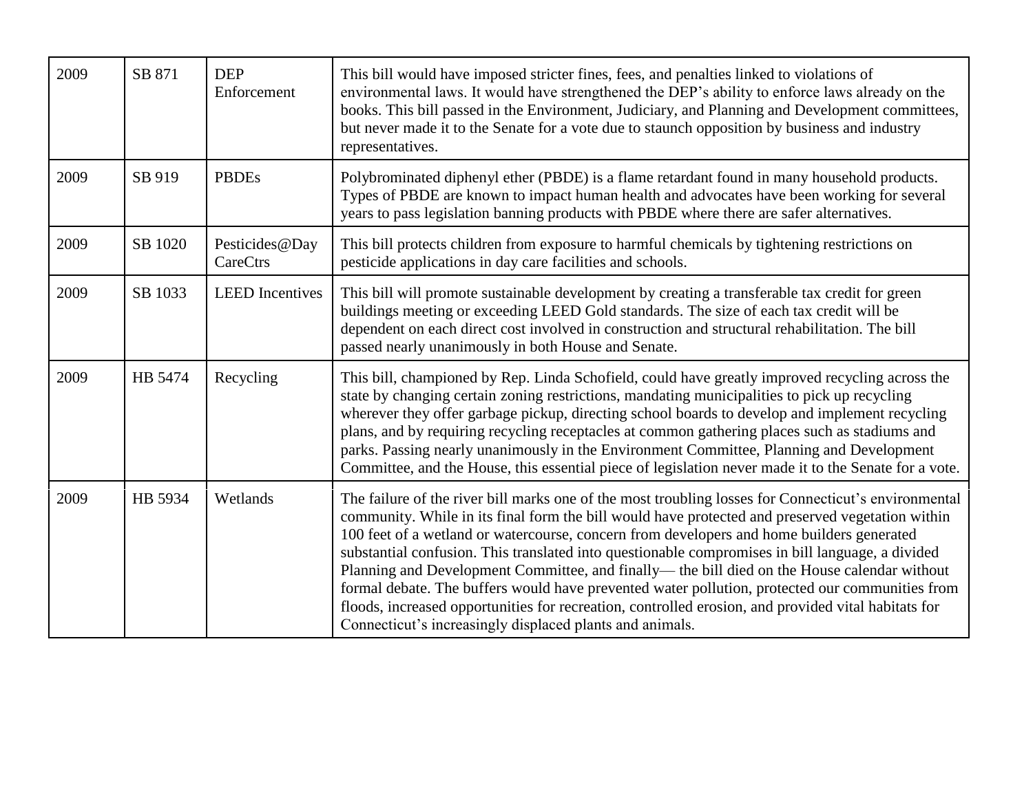| 2009 | SB 871 | DEP Enforcement | This bill would have imposed stricter fines, fees, and penalties linked to violations of environmental laws. It would have strengthened the DEP's ability to enforce laws already on the books. This bill passed in the Environment, Judiciary, and Planning and Development committees, but never made it to the Senate for a vote due to staunch opposition by business and industry representatives. |
|---|---|---|---|
| 2009 | SB 919 | PBDEs | Polybrominated diphenyl ether (PBDE) is a flame retardant found in many household products. Types of PBDE are known to impact human health and advocates have been working for several years to pass legislation banning products with PBDE where there are safer alternatives. |
| 2009 | SB 1020 | Pesticides@Day CareCtrs | This bill protects children from exposure to harmful chemicals by tightening restrictions on pesticide applications in day care facilities and schools. |
| 2009 | SB 1033 | LEED Incentives | This bill will promote sustainable development by creating a transferable tax credit for green buildings meeting or exceeding LEED Gold standards. The size of each tax credit will be dependent on each direct cost involved in construction and structural rehabilitation. The bill passed nearly unanimously in both House and Senate. |
| 2009 | HB 5474 | Recycling | This bill, championed by Rep. Linda Schofield, could have greatly improved recycling across the state by changing certain zoning restrictions, mandating municipalities to pick up recycling wherever they offer garbage pickup, directing school boards to develop and implement recycling plans, and by requiring recycling receptacles at common gathering places such as stadiums and parks. Passing nearly unanimously in the Environment Committee, Planning and Development Committee, and the House, this essential piece of legislation never made it to the Senate for a vote. |
| 2009 | HB 5934 | Wetlands | The failure of the river bill marks one of the most troubling losses for Connecticut's environmental community. While in its final form the bill would have protected and preserved vegetation within 100 feet of a wetland or watercourse, concern from developers and home builders generated substantial confusion. This translated into questionable compromises in bill language, a divided Planning and Development Committee, and finally— the bill died on the House calendar without formal debate. The buffers would have prevented water pollution, protected our communities from floods, increased opportunities for recreation, controlled erosion, and provided vital habitats for Connecticut's increasingly displaced plants and animals. |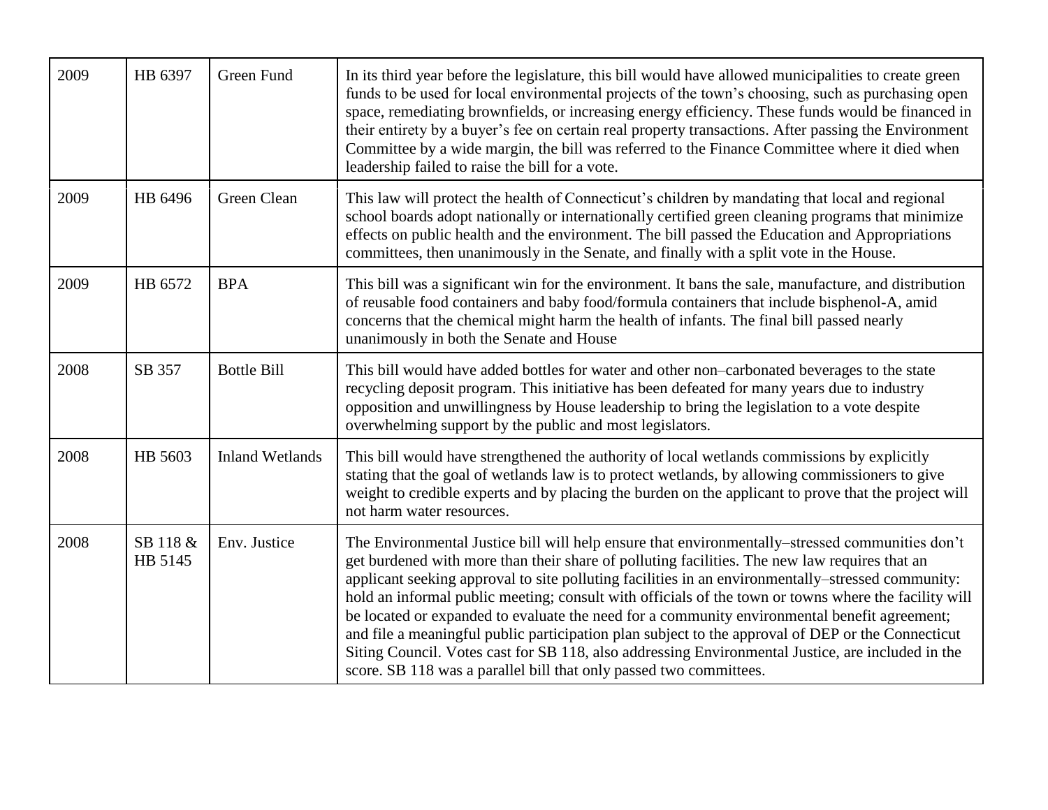| 2009 | HB 6397 | Green Fund | In its third year before the legislature, this bill would have allowed municipalities to create green funds to be used for local environmental projects of the town's choosing, such as purchasing open space, remediating brownfields, or increasing energy efficiency. These funds would be financed in their entirety by a buyer's fee on certain real property transactions. After passing the Environment Committee by a wide margin, the bill was referred to the Finance Committee where it died when leadership failed to raise the bill for a vote. |
|---|---|---|---|
| 2009 | HB 6496 | Green Clean | This law will protect the health of Connecticut's children by mandating that local and regional school boards adopt nationally or internationally certified green cleaning programs that minimize effects on public health and the environment. The bill passed the Education and Appropriations committees, then unanimously in the Senate, and finally with a split vote in the House. |
| 2009 | HB 6572 | BPA | This bill was a significant win for the environment. It bans the sale, manufacture, and distribution of reusable food containers and baby food/formula containers that include bisphenol-A, amid concerns that the chemical might harm the health of infants. The final bill passed nearly unanimously in both the Senate and House |
| 2008 | SB 357 | Bottle Bill | This bill would have added bottles for water and other non–carbonated beverages to the state recycling deposit program. This initiative has been defeated for many years due to industry opposition and unwillingness by House leadership to bring the legislation to a vote despite overwhelming support by the public and most legislators. |
| 2008 | HB 5603 | Inland Wetlands | This bill would have strengthened the authority of local wetlands commissions by explicitly stating that the goal of wetlands law is to protect wetlands, by allowing commissioners to give weight to credible experts and by placing the burden on the applicant to prove that the project will not harm water resources. |
| 2008 | SB 118 & HB 5145 | Env. Justice | The Environmental Justice bill will help ensure that environmentally–stressed communities don't get burdened with more than their share of polluting facilities. The new law requires that an applicant seeking approval to site polluting facilities in an environmentally–stressed community: hold an informal public meeting; consult with officials of the town or towns where the facility will be located or expanded to evaluate the need for a community environmental benefit agreement; and file a meaningful public participation plan subject to the approval of DEP or the Connecticut Siting Council. Votes cast for SB 118, also addressing Environmental Justice, are included in the score. SB 118 was a parallel bill that only passed two committees. |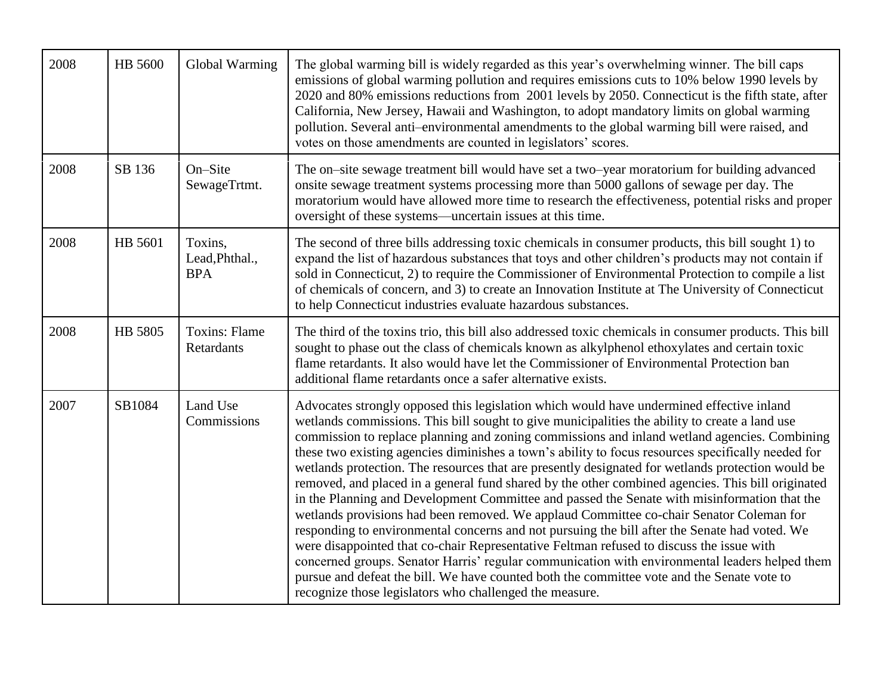| 2008 | HB 5600 | Global Warming | The global warming bill is widely regarded as this year's overwhelming winner. The bill caps emissions of global warming pollution and requires emissions cuts to 10% below 1990 levels by 2020 and 80% emissions reductions from 2001 levels by 2050. Connecticut is the fifth state, after California, New Jersey, Hawaii and Washington, to adopt mandatory limits on global warming pollution. Several anti–environmental amendments to the global warming bill were raised, and votes on those amendments are counted in legislators' scores. |
|---|---|---|---|
| 2008 | SB 136 | On–Site SewageTrtmt. | The on–site sewage treatment bill would have set a two–year moratorium for building advanced onsite sewage treatment systems processing more than 5000 gallons of sewage per day. The moratorium would have allowed more time to research the effectiveness, potential risks and proper oversight of these systems—uncertain issues at this time. |
| 2008 | HB 5601 | Toxins, Lead,Phthal., BPA | The second of three bills addressing toxic chemicals in consumer products, this bill sought 1) to expand the list of hazardous substances that toys and other children's products may not contain if sold in Connecticut, 2) to require the Commissioner of Environmental Protection to compile a list of chemicals of concern, and 3) to create an Innovation Institute at The University of Connecticut to help Connecticut industries evaluate hazardous substances. |
| 2008 | HB 5805 | Toxins: Flame Retardants | The third of the toxins trio, this bill also addressed toxic chemicals in consumer products. This bill sought to phase out the class of chemicals known as alkylphenol ethoxylates and certain toxic flame retardants. It also would have let the Commissioner of Environmental Protection ban additional flame retardants once a safer alternative exists. |
| 2007 | SB1084 | Land Use Commissions | Advocates strongly opposed this legislation which would have undermined effective inland wetlands commissions. This bill sought to give municipalities the ability to create a land use commission to replace planning and zoning commissions and inland wetland agencies. Combining these two existing agencies diminishes a town's ability to focus resources specifically needed for wetlands protection. The resources that are presently designated for wetlands protection would be removed, and placed in a general fund shared by the other combined agencies. This bill originated in the Planning and Development Committee and passed the Senate with misinformation that the wetlands provisions had been removed. We applaud Committee co-chair Senator Coleman for responding to environmental concerns and not pursuing the bill after the Senate had voted. We were disappointed that co-chair Representative Feltman refused to discuss the issue with concerned groups. Senator Harris' regular communication with environmental leaders helped them pursue and defeat the bill. We have counted both the committee vote and the Senate vote to recognize those legislators who challenged the measure. |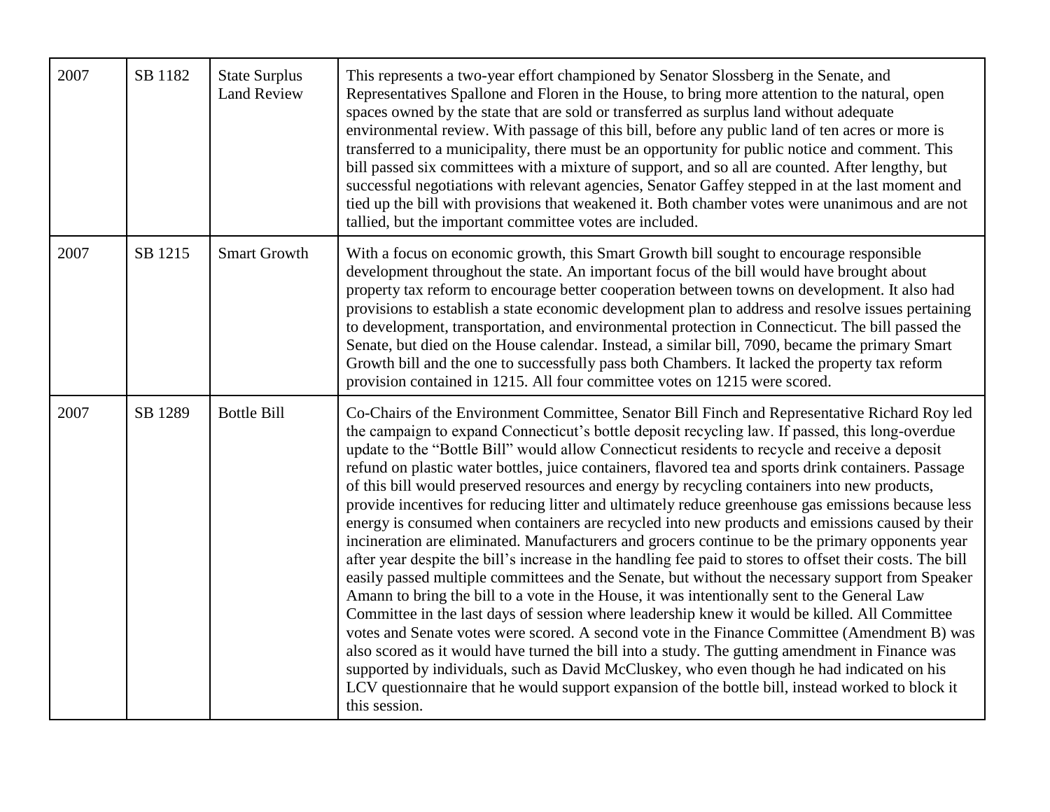| | | | |
|---|---|---|---|
| 2007 | SB 1182 | State Surplus Land Review | This represents a two-year effort championed by Senator Slossberg in the Senate, and Representatives Spallone and Floren in the House, to bring more attention to the natural, open spaces owned by the state that are sold or transferred as surplus land without adequate environmental review. With passage of this bill, before any public land of ten acres or more is transferred to a municipality, there must be an opportunity for public notice and comment. This bill passed six committees with a mixture of support, and so all are counted. After lengthy, but successful negotiations with relevant agencies, Senator Gaffey stepped in at the last moment and tied up the bill with provisions that weakened it. Both chamber votes were unanimous and are not tallied, but the important committee votes are included. |
| 2007 | SB 1215 | Smart Growth | With a focus on economic growth, this Smart Growth bill sought to encourage responsible development throughout the state. An important focus of the bill would have brought about property tax reform to encourage better cooperation between towns on development. It also had provisions to establish a state economic development plan to address and resolve issues pertaining to development, transportation, and environmental protection in Connecticut. The bill passed the Senate, but died on the House calendar. Instead, a similar bill, 7090, became the primary Smart Growth bill and the one to successfully pass both Chambers. It lacked the property tax reform provision contained in 1215. All four committee votes on 1215 were scored. |
| 2007 | SB 1289 | Bottle Bill | Co-Chairs of the Environment Committee, Senator Bill Finch and Representative Richard Roy led the campaign to expand Connecticut's bottle deposit recycling law. If passed, this long-overdue update to the "Bottle Bill" would allow Connecticut residents to recycle and receive a deposit refund on plastic water bottles, juice containers, flavored tea and sports drink containers. Passage of this bill would preserved resources and energy by recycling containers into new products, provide incentives for reducing litter and ultimately reduce greenhouse gas emissions because less energy is consumed when containers are recycled into new products and emissions caused by their incineration are eliminated. Manufacturers and grocers continue to be the primary opponents year after year despite the bill's increase in the handling fee paid to stores to offset their costs. The bill easily passed multiple committees and the Senate, but without the necessary support from Speaker Amann to bring the bill to a vote in the House, it was intentionally sent to the General Law Committee in the last days of session where leadership knew it would be killed. All Committee votes and Senate votes were scored. A second vote in the Finance Committee (Amendment B) was also scored as it would have turned the bill into a study. The gutting amendment in Finance was supported by individuals, such as David McCluskey, who even though he had indicated on his LCV questionnaire that he would support expansion of the bottle bill, instead worked to block it this session. |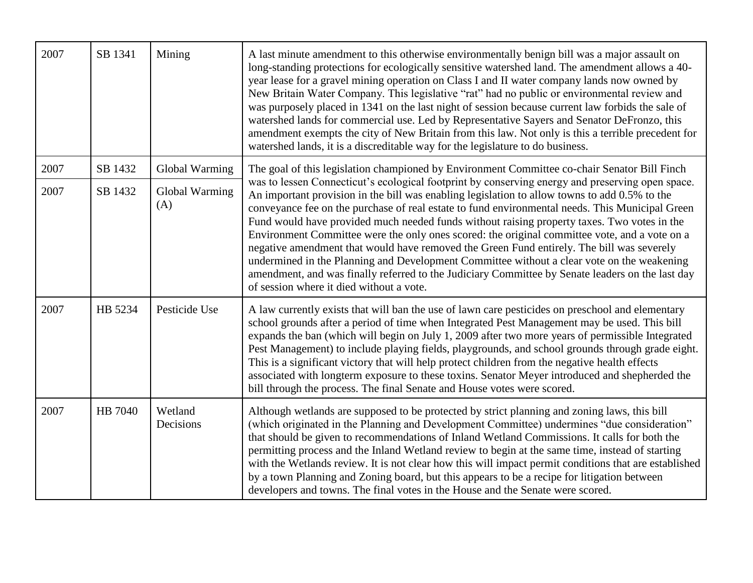| | | | |
|---|---|---|---|
| 2007 | SB 1341 | Mining | A last minute amendment to this otherwise environmentally benign bill was a major assault on long-standing protections for ecologically sensitive watershed land. The amendment allows a 40-year lease for a gravel mining operation on Class I and II water company lands now owned by New Britain Water Company. This legislative "rat" had no public or environmental review and was purposely placed in 1341 on the last night of session because current law forbids the sale of watershed lands for commercial use. Led by Representative Sayers and Senator DeFronzo, this amendment exempts the city of New Britain from this law. Not only is this a terrible precedent for watershed lands, it is a discreditable way for the legislature to do business. |
| 2007 | SB 1432 | Global Warming | The goal of this legislation championed by Environment Committee co-chair Senator Bill Finch was to lessen Connecticut's ecological footprint by conserving energy and preserving open space. An important provision in the bill was enabling legislation to allow towns to add 0.5% to the conveyance fee on the purchase of real estate to fund environmental needs. This Municipal Green Fund would have provided much needed funds without raising property taxes. Two votes in the Environment Committee were the only ones scored: the original committee vote, and a vote on a negative amendment that would have removed the Green Fund entirely. The bill was severely undermined in the Planning and Development Committee without a clear vote on the weakening amendment, and was finally referred to the Judiciary Committee by Senate leaders on the last day of session where it died without a vote. |
| 2007 | SB 1432 | Global Warming (A) | |
| 2007 | HB 5234 | Pesticide Use | A law currently exists that will ban the use of lawn care pesticides on preschool and elementary school grounds after a period of time when Integrated Pest Management may be used. This bill expands the ban (which will begin on July 1, 2009 after two more years of permissible Integrated Pest Management) to include playing fields, playgrounds, and school grounds through grade eight. This is a significant victory that will help protect children from the negative health effects associated with longterm exposure to these toxins. Senator Meyer introduced and shepherded the bill through the process. The final Senate and House votes were scored. |
| 2007 | HB 7040 | Wetland Decisions | Although wetlands are supposed to be protected by strict planning and zoning laws, this bill (which originated in the Planning and Development Committee) undermines "due consideration" that should be given to recommendations of Inland Wetland Commissions. It calls for both the permitting process and the Inland Wetland review to begin at the same time, instead of starting with the Wetlands review. It is not clear how this will impact permit conditions that are established by a town Planning and Zoning board, but this appears to be a recipe for litigation between developers and towns. The final votes in the House and the Senate were scored. |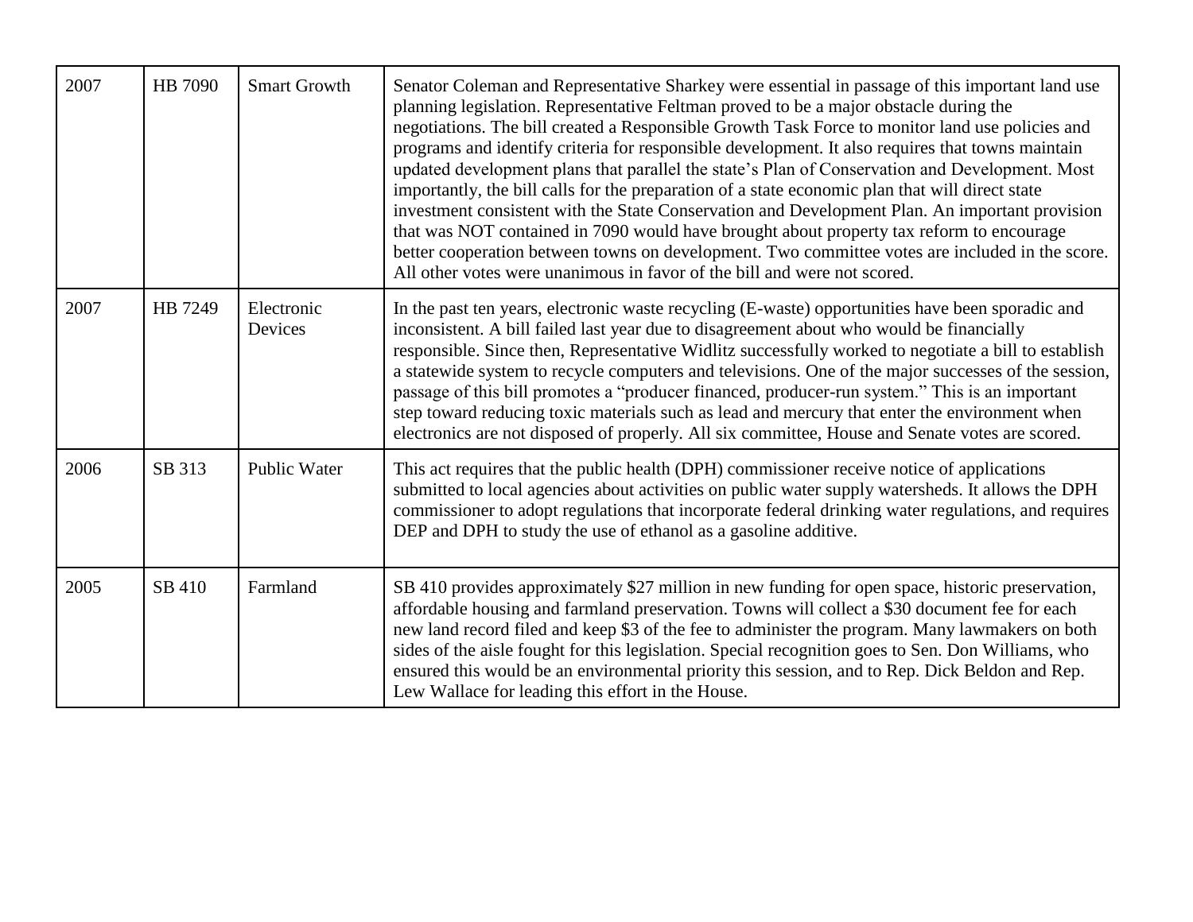| 2007 | HB 7090 | Smart Growth | Senator Coleman and Representative Sharkey were essential in passage of this important land use planning legislation. Representative Feltman proved to be a major obstacle during the negotiations. The bill created a Responsible Growth Task Force to monitor land use policies and programs and identify criteria for responsible development. It also requires that towns maintain updated development plans that parallel the state's Plan of Conservation and Development. Most importantly, the bill calls for the preparation of a state economic plan that will direct state investment consistent with the State Conservation and Development Plan. An important provision that was NOT contained in 7090 would have brought about property tax reform to encourage better cooperation between towns on development. Two committee votes are included in the score. All other votes were unanimous in favor of the bill and were not scored. |
|---|---|---|---|
| 2007 | HB 7249 | Electronic Devices | In the past ten years, electronic waste recycling (E-waste) opportunities have been sporadic and inconsistent. A bill failed last year due to disagreement about who would be financially responsible. Since then, Representative Widlitz successfully worked to negotiate a bill to establish a statewide system to recycle computers and televisions. One of the major successes of the session, passage of this bill promotes a "producer financed, producer-run system." This is an important step toward reducing toxic materials such as lead and mercury that enter the environment when electronics are not disposed of properly. All six committee, House and Senate votes are scored. |
| 2006 | SB 313 | Public Water | This act requires that the public health (DPH) commissioner receive notice of applications submitted to local agencies about activities on public water supply watersheds. It allows the DPH commissioner to adopt regulations that incorporate federal drinking water regulations, and requires DEP and DPH to study the use of ethanol as a gasoline additive. |
| 2005 | SB 410 | Farmland | SB 410 provides approximately $27 million in new funding for open space, historic preservation, affordable housing and farmland preservation. Towns will collect a $30 document fee for each new land record filed and keep $3 of the fee to administer the program. Many lawmakers on both sides of the aisle fought for this legislation. Special recognition goes to Sen. Don Williams, who ensured this would be an environmental priority this session, and to Rep. Dick Beldon and Rep. Lew Wallace for leading this effort in the House. |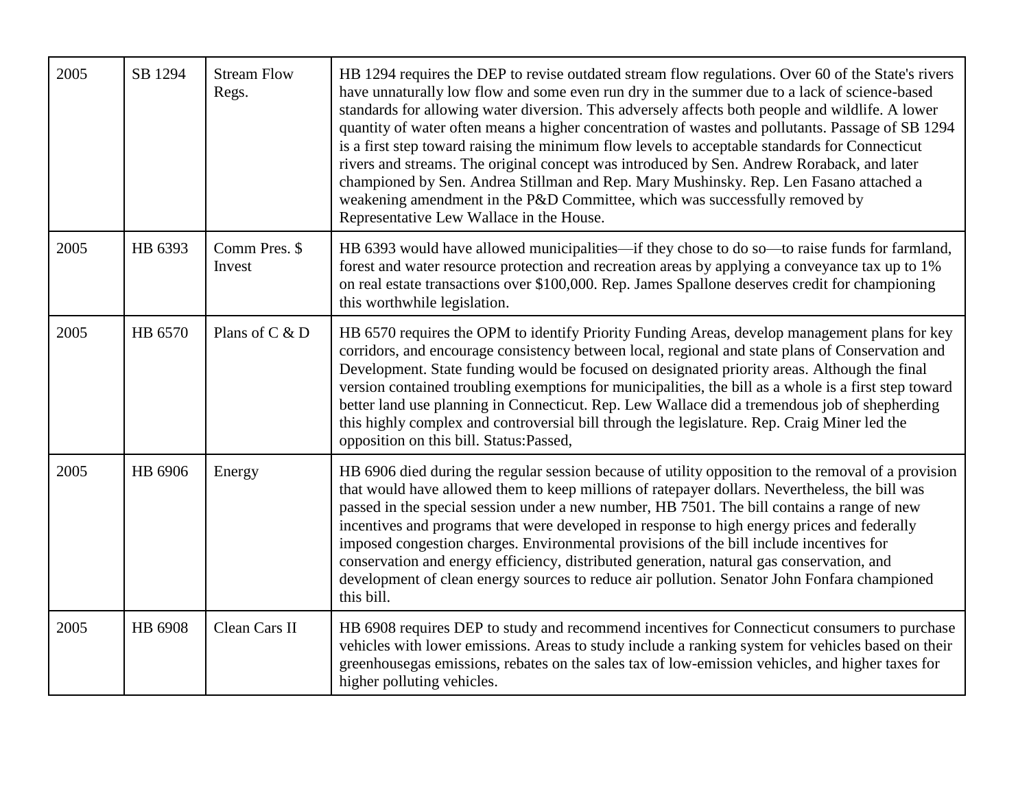| 2005 | SB 1294 | Stream Flow Regs. | HB 1294 requires the DEP to revise outdated stream flow regulations. Over 60 of the State's rivers have unnaturally low flow and some even run dry in the summer due to a lack of science-based standards for allowing water diversion. This adversely affects both people and wildlife. A lower quantity of water often means a higher concentration of wastes and pollutants. Passage of SB 1294 is a first step toward raising the minimum flow levels to acceptable standards for Connecticut rivers and streams. The original concept was introduced by Sen. Andrew Roraback, and later championed by Sen. Andrea Stillman and Rep. Mary Mushinsky. Rep. Len Fasano attached a weakening amendment in the P&D Committee, which was successfully removed by Representative Lew Wallace in the House. |
|---|---|---|---|
| 2005 | HB 6393 | Comm Pres. $ Invest | HB 6393 would have allowed municipalities—if they chose to do so—to raise funds for farmland, forest and water resource protection and recreation areas by applying a conveyance tax up to 1% on real estate transactions over $100,000. Rep. James Spallone deserves credit for championing this worthwhile legislation. |
| 2005 | HB 6570 | Plans of C & D | HB 6570 requires the OPM to identify Priority Funding Areas, develop management plans for key corridors, and encourage consistency between local, regional and state plans of Conservation and Development. State funding would be focused on designated priority areas. Although the final version contained troubling exemptions for municipalities, the bill as a whole is a first step toward better land use planning in Connecticut. Rep. Lew Wallace did a tremendous job of shepherding this highly complex and controversial bill through the legislature. Rep. Craig Miner led the opposition on this bill. Status:Passed, |
| 2005 | HB 6906 | Energy | HB 6906 died during the regular session because of utility opposition to the removal of a provision that would have allowed them to keep millions of ratepayer dollars. Nevertheless, the bill was passed in the special session under a new number, HB 7501. The bill contains a range of new incentives and programs that were developed in response to high energy prices and federally imposed congestion charges. Environmental provisions of the bill include incentives for conservation and energy efficiency, distributed generation, natural gas conservation, and development of clean energy sources to reduce air pollution. Senator John Fonfara championed this bill. |
| 2005 | HB 6908 | Clean Cars II | HB 6908 requires DEP to study and recommend incentives for Connecticut consumers to purchase vehicles with lower emissions. Areas to study include a ranking system for vehicles based on their greenhousegas emissions, rebates on the sales tax of low-emission vehicles, and higher taxes for higher polluting vehicles. |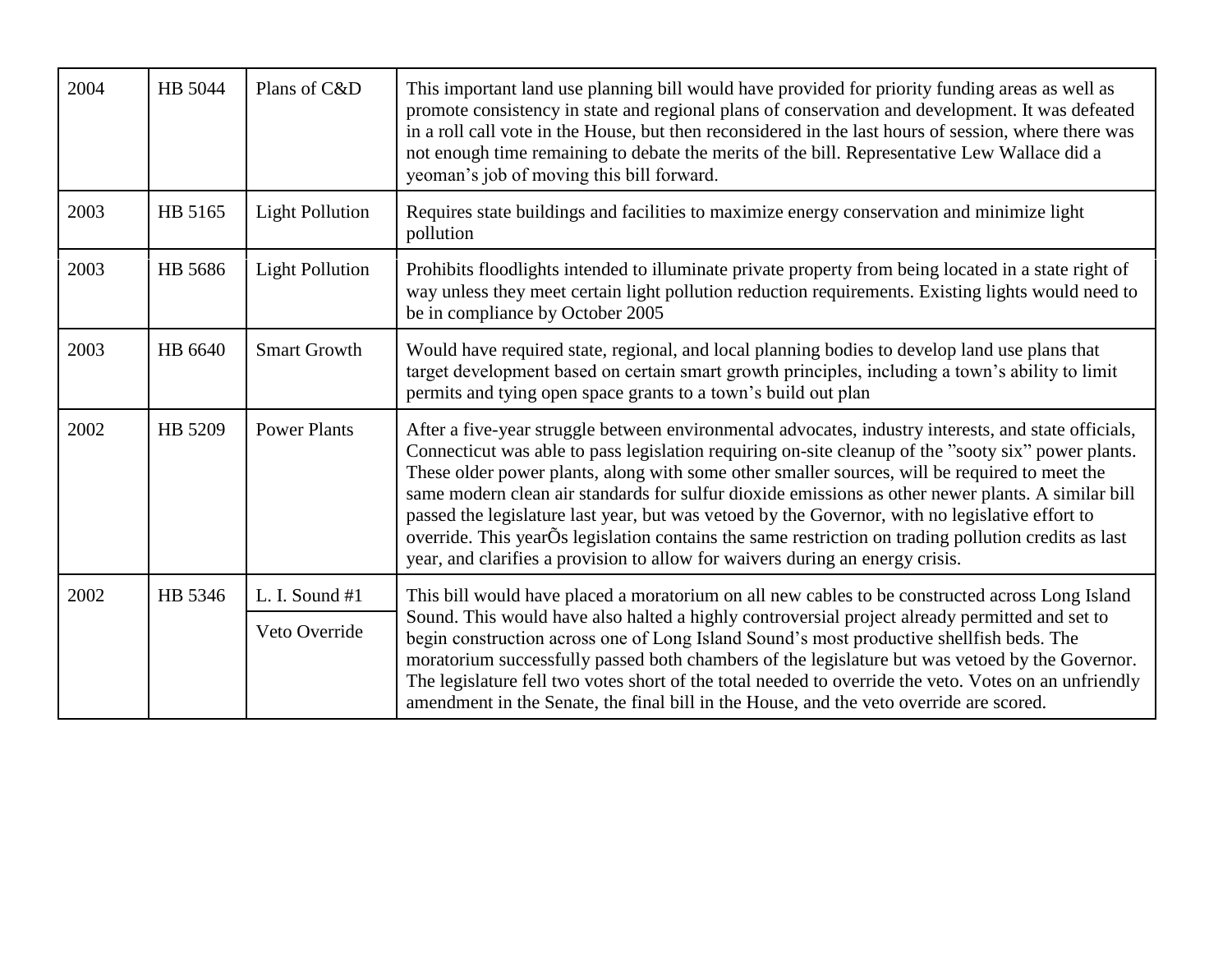| 2004 | HB 5044 | Plans of C&D | This important land use planning bill would have provided for priority funding areas as well as promote consistency in state and regional plans of conservation and development. It was defeated in a roll call vote in the House, but then reconsidered in the last hours of session, where there was not enough time remaining to debate the merits of the bill. Representative Lew Wallace did a yeoman's job of moving this bill forward. |
|---|---|---|---|
| 2003 | HB 5165 | Light Pollution | Requires state buildings and facilities to maximize energy conservation and minimize light pollution |
| 2003 | HB 5686 | Light Pollution | Prohibits floodlights intended to illuminate private property from being located in a state right of way unless they meet certain light pollution reduction requirements. Existing lights would need to be in compliance by October 2005 |
| 2003 | HB 6640 | Smart Growth | Would have required state, regional, and local planning bodies to develop land use plans that target development based on certain smart growth principles, including a town's ability to limit permits and tying open space grants to a town's build out plan |
| 2002 | HB 5209 | Power Plants | After a five-year struggle between environmental advocates, industry interests, and state officials, Connecticut was able to pass legislation requiring on-site cleanup of the "sooty six" power plants. These older power plants, along with some other smaller sources, will be required to meet the same modern clean air standards for sulfur dioxide emissions as other newer plants. A similar bill passed the legislature last year, but was vetoed by the Governor, with no legislative effort to override. This yearÕs legislation contains the same restriction on trading pollution credits as last year, and clarifies a provision to allow for waivers during an energy crisis. |
| 2002 | HB 5346 | L. I. Sound #1<br>Veto Override | This bill would have placed a moratorium on all new cables to be constructed across Long Island Sound. This would have also halted a highly controversial project already permitted and set to begin construction across one of Long Island Sound's most productive shellfish beds. The moratorium successfully passed both chambers of the legislature but was vetoed by the Governor. The legislature fell two votes short of the total needed to override the veto. Votes on an unfriendly amendment in the Senate, the final bill in the House, and the veto override are scored. |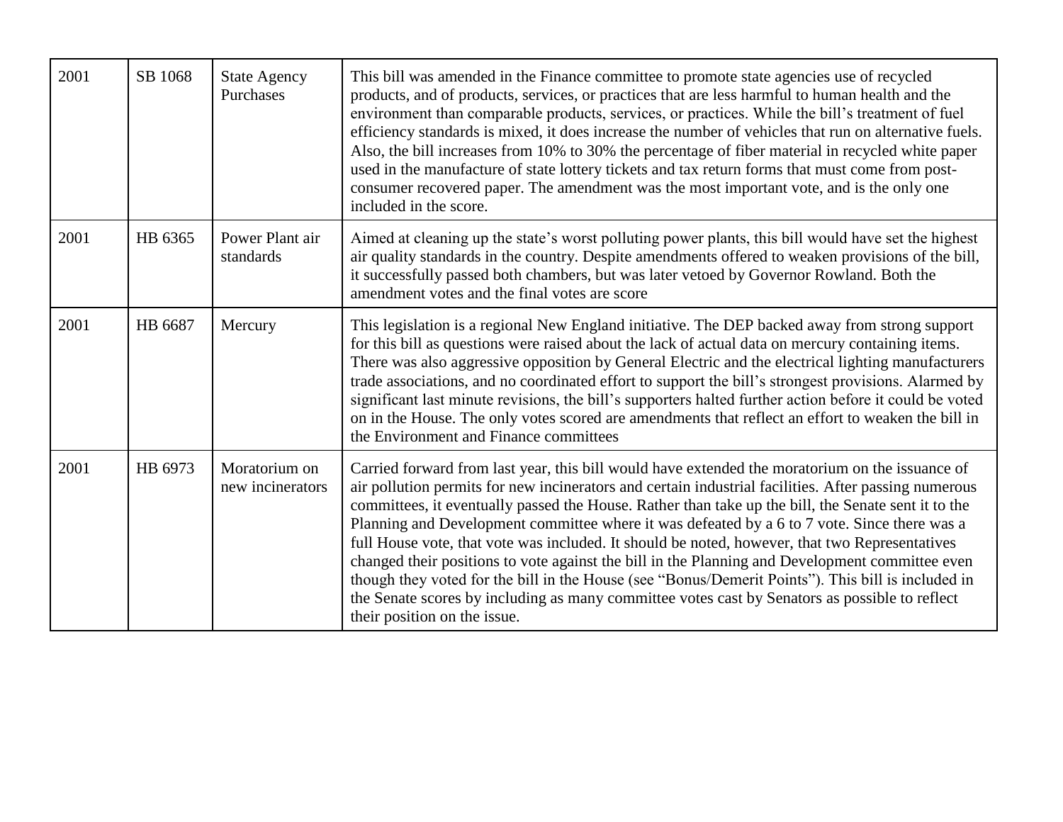| 2001 | SB 1068 | State Agency Purchases | This bill was amended in the Finance committee to promote state agencies use of recycled products, and of products, services, or practices that are less harmful to human health and the environment than comparable products, services, or practices. While the bill's treatment of fuel efficiency standards is mixed, it does increase the number of vehicles that run on alternative fuels. Also, the bill increases from 10% to 30% the percentage of fiber material in recycled white paper used in the manufacture of state lottery tickets and tax return forms that must come from post-consumer recovered paper. The amendment was the most important vote, and is the only one included in the score. |
|---|---|---|---|
| 2001 | HB 6365 | Power Plant air standards | Aimed at cleaning up the state's worst polluting power plants, this bill would have set the highest air quality standards in the country. Despite amendments offered to weaken provisions of the bill, it successfully passed both chambers, but was later vetoed by Governor Rowland. Both the amendment votes and the final votes are score |
| 2001 | HB 6687 | Mercury | This legislation is a regional New England initiative. The DEP backed away from strong support for this bill as questions were raised about the lack of actual data on mercury containing items. There was also aggressive opposition by General Electric and the electrical lighting manufacturers trade associations, and no coordinated effort to support the bill's strongest provisions. Alarmed by significant last minute revisions, the bill's supporters halted further action before it could be voted on in the House. The only votes scored are amendments that reflect an effort to weaken the bill in the Environment and Finance committees |
| 2001 | HB 6973 | Moratorium on new incinerators | Carried forward from last year, this bill would have extended the moratorium on the issuance of air pollution permits for new incinerators and certain industrial facilities. After passing numerous committees, it eventually passed the House. Rather than take up the bill, the Senate sent it to the Planning and Development committee where it was defeated by a 6 to 7 vote. Since there was a full House vote, that vote was included. It should be noted, however, that two Representatives changed their positions to vote against the bill in the Planning and Development committee even though they voted for the bill in the House (see "Bonus/Demerit Points"). This bill is included in the Senate scores by including as many committee votes cast by Senators as possible to reflect their position on the issue. |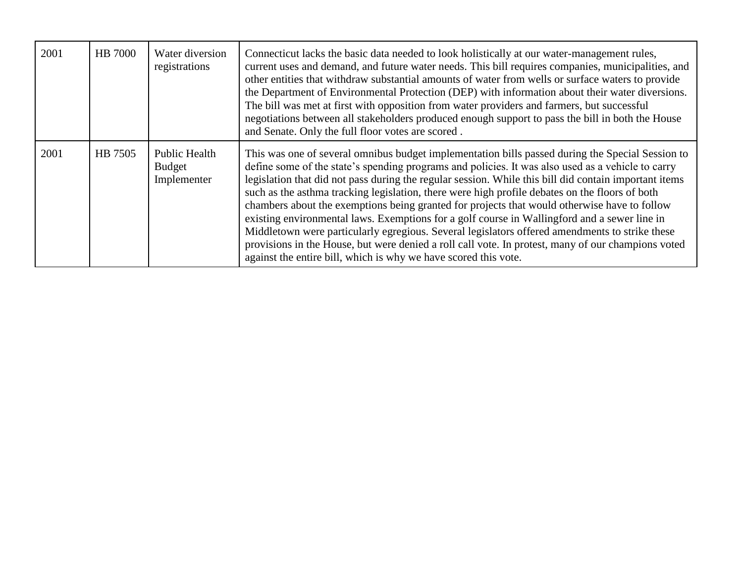| | | | |
|---|---|---|---|
| 2001 | HB 7000 | Water diversion registrations | Connecticut lacks the basic data needed to look holistically at our water-management rules, current uses and demand, and future water needs. This bill requires companies, municipalities, and other entities that withdraw substantial amounts of water from wells or surface waters to provide the Department of Environmental Protection (DEP) with information about their water diversions. The bill was met at first with opposition from water providers and farmers, but successful negotiations between all stakeholders produced enough support to pass the bill in both the House and Senate. Only the full floor votes are scored . |
| 2001 | HB 7505 | Public Health Budget Implementer | This was one of several omnibus budget implementation bills passed during the Special Session to define some of the state's spending programs and policies. It was also used as a vehicle to carry legislation that did not pass during the regular session. While this bill did contain important items such as the asthma tracking legislation, there were high profile debates on the floors of both chambers about the exemptions being granted for projects that would otherwise have to follow existing environmental laws. Exemptions for a golf course in Wallingford and a sewer line in Middletown were particularly egregious. Several legislators offered amendments to strike these provisions in the House, but were denied a roll call vote. In protest, many of our champions voted against the entire bill, which is why we have scored this vote. |